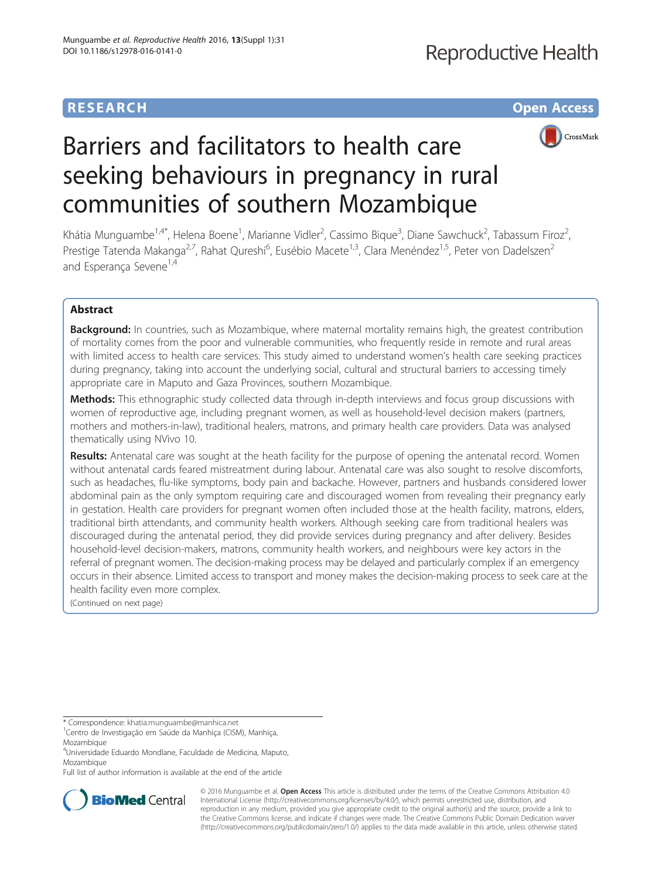# RESEARCH

# Barriers and facilitators to health care seeking behaviours in pregnancy in rural communities of southern Mozambique

Khátia Munguambe[1,4*], Helena Boene[1], Marianne Vidler[2], Cassimo Bique[3], Diane Sawchuck[2], Tabassum Firoz[2], Prestige Tatenda Makanga[2,7], Rahat Qureshi[6], Eusébio Macete[1,3], Clara Menéndez[1,5], Peter von Dadelszen[2] and Esperança Sevene[1,4]

## Abstract

**Background:** In countries, such as Mozambique, where maternal mortality remains high, the greatest contribution of mortality comes from the poor and vulnerable communities, who frequently reside in remote and rural areas with limited access to health care services. This study aimed to understand women's health care seeking practices during pregnancy, taking into account the underlying social, cultural and structural barriers to accessing timely appropriate care in Maputo and Gaza Provinces, southern Mozambique.

**Methods:** This ethnographic study collected data through in-depth interviews and focus group discussions with women of reproductive age, including pregnant women, as well as household-level decision makers (partners, mothers and mothers-in-law), traditional healers, matrons, and primary health care providers. Data was analysed thematically using NVivo 10.

**Results:** Antenatal care was sought at the heath facility for the purpose of opening the antenatal record. Women without antenatal cards feared mistreatment during labour. Antenatal care was also sought to resolve discomforts, such as headaches, flu-like symptoms, body pain and backache. However, partners and husbands considered lower abdominal pain as the only symptom requiring care and discouraged women from revealing their pregnancy early in gestation. Health care providers for pregnant women often included those at the health facility, matrons, elders, traditional birth attendants, and community health workers. Although seeking care from traditional healers was discouraged during the antenatal period, they did provide services during pregnancy and after delivery. Besides household-level decision-makers, matrons, community health workers, and neighbours were key actors in the referral of pregnant women. The decision-making process may be delayed and particularly complex if an emergency occurs in their absence. Limited access to transport and money makes the decision-making process to seek care at the health facility even more complex.

(Continued on next page)

\* Correspondence: khatia.munguambe@manhica.net
[1]Centro de Investigação em Saúde da Manhiça (CISM), Manhiça, Mozambique
[4]Universidade Eduardo Mondlane, Faculdade de Medicina, Maputo, Mozambique
Full list of author information is available at the end of the article

© 2016 Munguambe et al. **Open Access** This article is distributed under the terms of the Creative Commons Attribution 4.0 International License (http://creativecommons.org/licenses/by/4.0/), which permits unrestricted use, distribution, and reproduction in any medium, provided you give appropriate credit to the original author(s) and the source, provide a link to the Creative Commons license, and indicate if changes were made. The Creative Commons Public Domain Dedication waiver (http://creativecommons.org/publicdomain/zero/1.0/) applies to the data made available in this article, unless otherwise stated.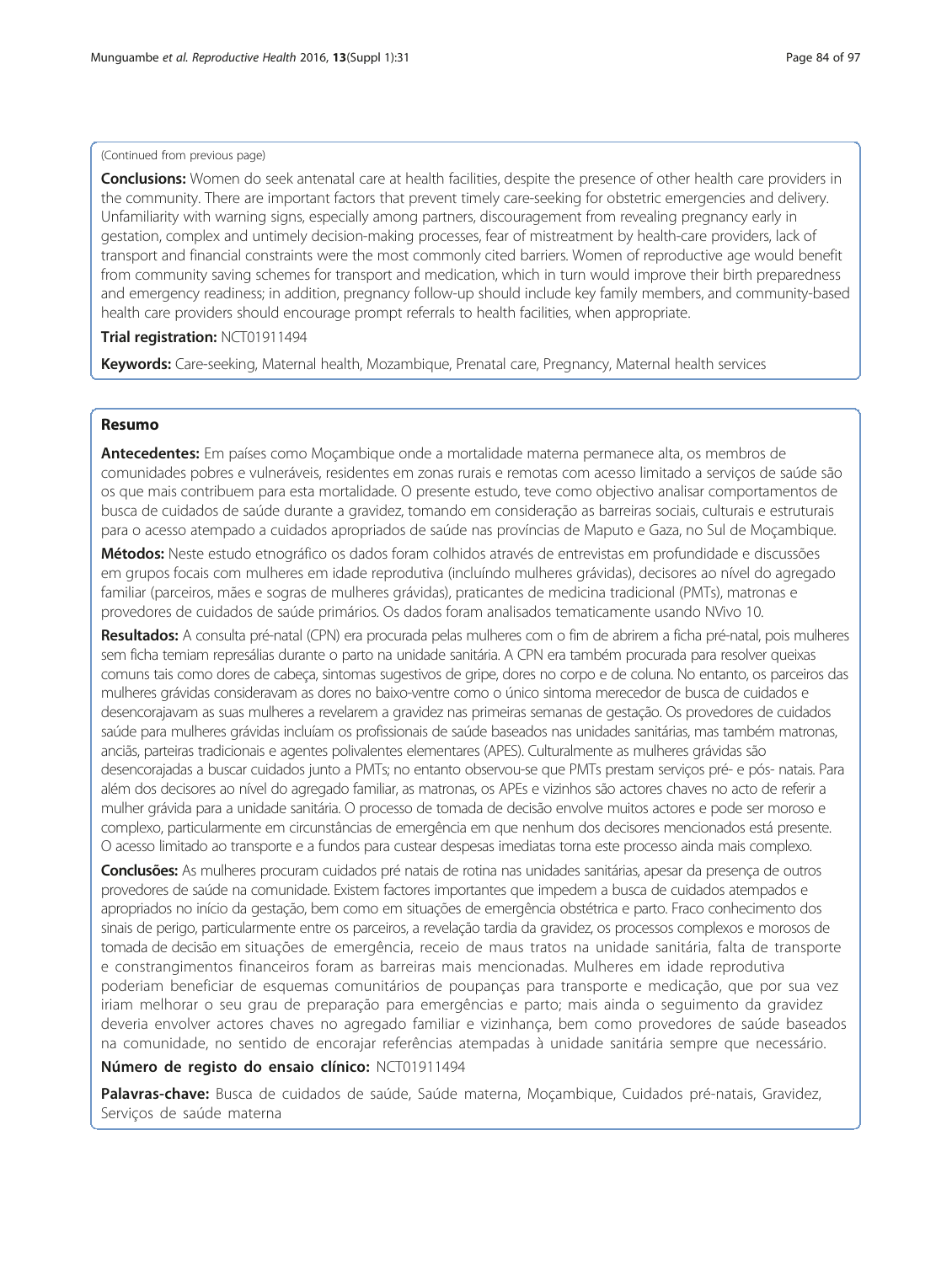(Continued from previous page)

**Conclusions:** Women do seek antenatal care at health facilities, despite the presence of other health care providers in the community. There are important factors that prevent timely care-seeking for obstetric emergencies and delivery. Unfamiliarity with warning signs, especially among partners, discouragement from revealing pregnancy early in gestation, complex and untimely decision-making processes, fear of mistreatment by health-care providers, lack of transport and financial constraints were the most commonly cited barriers. Women of reproductive age would benefit from community saving schemes for transport and medication, which in turn would improve their birth preparedness and emergency readiness; in addition, pregnancy follow-up should include key family members, and community-based health care providers should encourage prompt referrals to health facilities, when appropriate.

**Trial registration:** NCT01911494

**Keywords:** Care-seeking, Maternal health, Mozambique, Prenatal care, Pregnancy, Maternal health services

## Resumo

**Antecedentes:** Em países como Moçambique onde a mortalidade materna permanece alta, os membros de comunidades pobres e vulneráveis, residentes em zonas rurais e remotas com acesso limitado a serviços de saúde são os que mais contribuem para esta mortalidade. O presente estudo, teve como objectivo analisar comportamentos de busca de cuidados de saúde durante a gravidez, tomando em consideração as barreiras sociais, culturais e estruturais para o acesso atempado a cuidados apropriados de saúde nas províncias de Maputo e Gaza, no Sul de Moçambique.

**Métodos:** Neste estudo etnográfico os dados foram colhidos através de entrevistas em profundidade e discussões em grupos focais com mulheres em idade reprodutiva (incluíndo mulheres grávidas), decisores ao nível do agregado familiar (parceiros, mães e sogras de mulheres grávidas), praticantes de medicina tradicional (PMTs), matronas e provedores de cuidados de saúde primários. Os dados foram analisados tematicamente usando NVivo 10.

**Resultados:** A consulta pré-natal (CPN) era procurada pelas mulheres com o fim de abrirem a ficha pré-natal, pois mulheres sem ficha temiam represálias durante o parto na unidade sanitária. A CPN era também procurada para resolver queixas comuns tais como dores de cabeça, sintomas sugestivos de gripe, dores no corpo e de coluna. No entanto, os parceiros das mulheres grávidas consideravam as dores no baixo-ventre como o único sintoma merecedor de busca de cuidados e desencorajavam as suas mulheres a revelarem a gravidez nas primeiras semanas de gestação. Os provedores de cuidados saúde para mulheres grávidas incluíam os profissionais de saúde baseados nas unidades sanitárias, mas também matronas, anciãs, parteiras tradicionais e agentes polivalentes elementares (APES). Culturalmente as mulheres grávidas são desencorajadas a buscar cuidados junto a PMTs; no entanto observou-se que PMTs prestam serviços pré- e pós- natais. Para além dos decisores ao nível do agregado familiar, as matronas, os APEs e vizinhos são actores chaves no acto de referir a mulher grávida para a unidade sanitária. O processo de tomada de decisão envolve muitos actores e pode ser moroso e complexo, particularmente em circunstâncias de emergência em que nenhum dos decisores mencionados está presente. O acesso limitado ao transporte e a fundos para custear despesas imediatas torna este processo ainda mais complexo.

**Conclusões:** As mulheres procuram cuidados pré natais de rotina nas unidades sanitárias, apesar da presença de outros provedores de saúde na comunidade. Existem factores importantes que impedem a busca de cuidados atempados e apropriados no início da gestação, bem como em situações de emergência obstétrica e parto. Fraco conhecimento dos sinais de perigo, particularmente entre os parceiros, a revelação tardia da gravidez, os processos complexos e morosos de tomada de decisão em situações de emergência, receio de maus tratos na unidade sanitária, falta de transporte e constrangimentos financeiros foram as barreiras mais mencionadas. Mulheres em idade reprodutiva poderiam beneficiar de esquemas comunitários de poupanças para transporte e medicação, que por sua vez iriam melhorar o seu grau de preparação para emergências e parto; mais ainda o seguimento da gravidez deveria envolver actores chaves no agregado familiar e vizinhança, bem como provedores de saúde baseados na comunidade, no sentido de encorajar referências atempadas à unidade sanitária sempre que necessário.

**Número de registo do ensaio clínico:** NCT01911494

**Palavras-chave:** Busca de cuidados de saúde, Saúde materna, Moçambique, Cuidados pré-natais, Gravidez, Serviços de saúde materna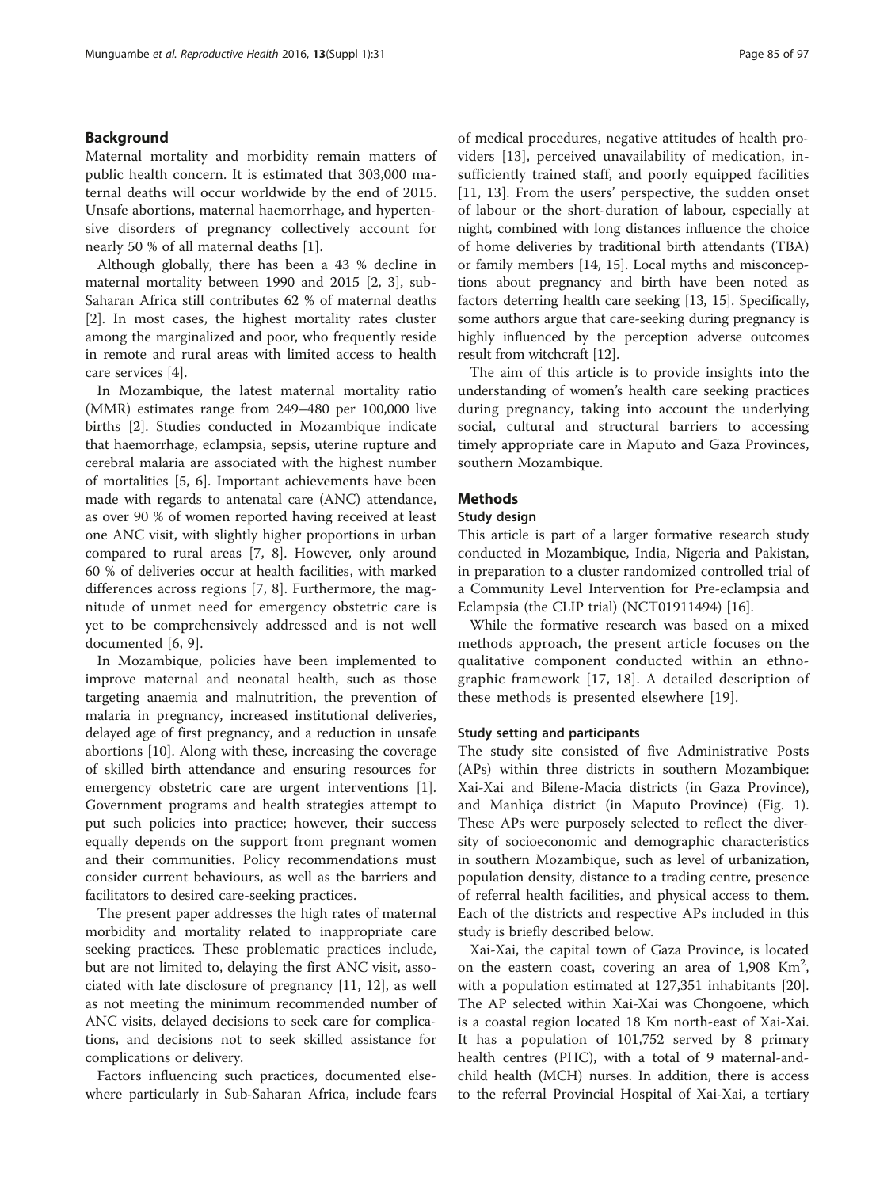## Background

Maternal mortality and morbidity remain matters of public health concern. It is estimated that 303,000 maternal deaths will occur worldwide by the end of 2015. Unsafe abortions, maternal haemorrhage, and hypertensive disorders of pregnancy collectively account for nearly 50 % of all maternal deaths [1].

Although globally, there has been a 43 % decline in maternal mortality between 1990 and 2015 [2, 3], sub-Saharan Africa still contributes 62 % of maternal deaths [2]. In most cases, the highest mortality rates cluster among the marginalized and poor, who frequently reside in remote and rural areas with limited access to health care services [4].

In Mozambique, the latest maternal mortality ratio (MMR) estimates range from 249–480 per 100,000 live births [2]. Studies conducted in Mozambique indicate that haemorrhage, eclampsia, sepsis, uterine rupture and cerebral malaria are associated with the highest number of mortalities [5, 6]. Important achievements have been made with regards to antenatal care (ANC) attendance, as over 90 % of women reported having received at least one ANC visit, with slightly higher proportions in urban compared to rural areas [7, 8]. However, only around 60 % of deliveries occur at health facilities, with marked differences across regions [7, 8]. Furthermore, the magnitude of unmet need for emergency obstetric care is yet to be comprehensively addressed and is not well documented [6, 9].

In Mozambique, policies have been implemented to improve maternal and neonatal health, such as those targeting anaemia and malnutrition, the prevention of malaria in pregnancy, increased institutional deliveries, delayed age of first pregnancy, and a reduction in unsafe abortions [10]. Along with these, increasing the coverage of skilled birth attendance and ensuring resources for emergency obstetric care are urgent interventions [1]. Government programs and health strategies attempt to put such policies into practice; however, their success equally depends on the support from pregnant women and their communities. Policy recommendations must consider current behaviours, as well as the barriers and facilitators to desired care-seeking practices.

The present paper addresses the high rates of maternal morbidity and mortality related to inappropriate care seeking practices. These problematic practices include, but are not limited to, delaying the first ANC visit, associated with late disclosure of pregnancy [11, 12], as well as not meeting the minimum recommended number of ANC visits, delayed decisions to seek care for complications, and decisions not to seek skilled assistance for complications or delivery.

Factors influencing such practices, documented elsewhere particularly in Sub-Saharan Africa, include fears of medical procedures, negative attitudes of health providers [13], perceived unavailability of medication, insufficiently trained staff, and poorly equipped facilities [11, 13]. From the users' perspective, the sudden onset of labour or the short-duration of labour, especially at night, combined with long distances influence the choice of home deliveries by traditional birth attendants (TBA) or family members [14, 15]. Local myths and misconceptions about pregnancy and birth have been noted as factors deterring health care seeking [13, 15]. Specifically, some authors argue that care-seeking during pregnancy is highly influenced by the perception adverse outcomes result from witchcraft [12].

The aim of this article is to provide insights into the understanding of women's health care seeking practices during pregnancy, taking into account the underlying social, cultural and structural barriers to accessing timely appropriate care in Maputo and Gaza Provinces, southern Mozambique.

## Methods

### Study design

This article is part of a larger formative research study conducted in Mozambique, India, Nigeria and Pakistan, in preparation to a cluster randomized controlled trial of a Community Level Intervention for Pre-eclampsia and Eclampsia (the CLIP trial) (NCT01911494) [16].

While the formative research was based on a mixed methods approach, the present article focuses on the qualitative component conducted within an ethnographic framework [17, 18]. A detailed description of these methods is presented elsewhere [19].

#### Study setting and participants

The study site consisted of five Administrative Posts (APs) within three districts in southern Mozambique: Xai-Xai and Bilene-Macia districts (in Gaza Province), and Manhiça district (in Maputo Province) (Fig. 1). These APs were purposely selected to reflect the diversity of socioeconomic and demographic characteristics in southern Mozambique, such as level of urbanization, population density, distance to a trading centre, presence of referral health facilities, and physical access to them. Each of the districts and respective APs included in this study is briefly described below.

Xai-Xai, the capital town of Gaza Province, is located on the eastern coast, covering an area of 1,908 Km$^2$, with a population estimated at 127,351 inhabitants [20]. The AP selected within Xai-Xai was Chongoene, which is a coastal region located 18 Km north-east of Xai-Xai. It has a population of 101,752 served by 8 primary health centres (PHC), with a total of 9 maternal-and-child health (MCH) nurses. In addition, there is access to the referral Provincial Hospital of Xai-Xai, a tertiary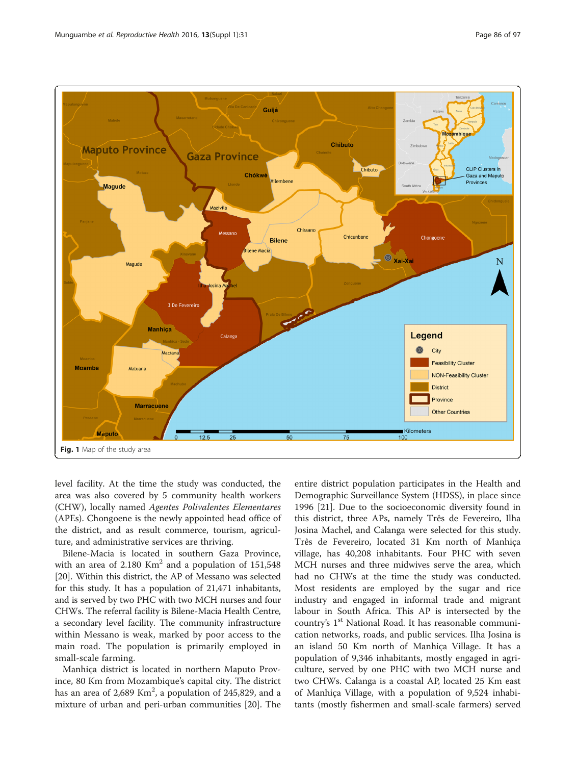Fig. 1 Map of the study area

level facility. At the time the study was conducted, the area was also covered by 5 community health workers (CHW), locally named *Agentes Polivalentes Elementares* (APEs). Chongoene is the newly appointed head office of the district, and as result commerce, tourism, agriculture, and administrative services are thriving.

Bilene-Macia is located in southern Gaza Province, with an area of 2.180 Km$^2$ and a population of 151,548 [20]. Within this district, the AP of Messano was selected for this study. It has a population of 21,471 inhabitants, and is served by two PHC with two MCH nurses and four CHWs. The referral facility is Bilene-Macia Health Centre, a secondary level facility. The community infrastructure within Messano is weak, marked by poor access to the main road. The population is primarily employed in small-scale farming.

Manhiça district is located in northern Maputo Province, 80 Km from Mozambique's capital city. The district has an area of 2,689 Km$^2$, a population of 245,829, and a mixture of urban and peri-urban communities [20]. The entire district population participates in the Health and Demographic Surveillance System (HDSS), in place since 1996 [21]. Due to the socioeconomic diversity found in this district, three APs, namely Três de Fevereiro, Ilha Josina Machel, and Calanga were selected for this study. Três de Fevereiro, located 31 Km north of Manhiça village, has 40,208 inhabitants. Four PHC with seven MCH nurses and three midwives serve the area, which had no CHWs at the time the study was conducted. Most residents are employed by the sugar and rice industry and engaged in informal trade and migrant labour in South Africa. This AP is intersected by the country's 1st National Road. It has reasonable communication networks, roads, and public services. Ilha Josina is an island 50 Km north of Manhiça Village. It has a population of 9,346 inhabitants, mostly engaged in agriculture, served by one PHC with two MCH nurse and two CHWs. Calanga is a coastal AP, located 25 Km east of Manhiça Village, with a population of 9,524 inhabitants (mostly fishermen and small-scale farmers) served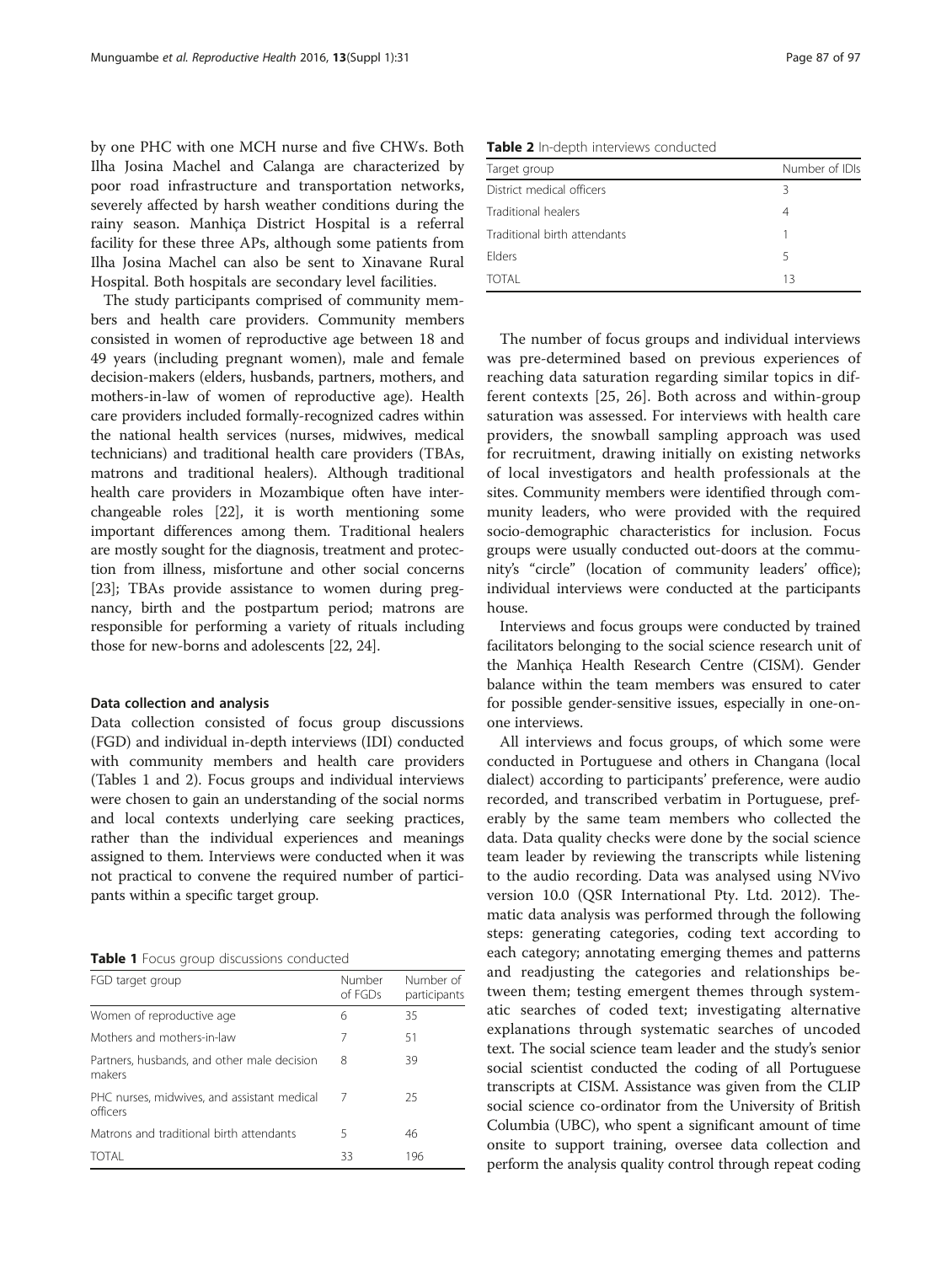by one PHC with one MCH nurse and five CHWs. Both Ilha Josina Machel and Calanga are characterized by poor road infrastructure and transportation networks, severely affected by harsh weather conditions during the rainy season. Manhiça District Hospital is a referral facility for these three APs, although some patients from Ilha Josina Machel can also be sent to Xinavane Rural Hospital. Both hospitals are secondary level facilities.

The study participants comprised of community members and health care providers. Community members consisted in women of reproductive age between 18 and 49 years (including pregnant women), male and female decision-makers (elders, husbands, partners, mothers, and mothers-in-law of women of reproductive age). Health care providers included formally-recognized cadres within the national health services (nurses, midwives, medical technicians) and traditional health care providers (TBAs, matrons and traditional healers). Although traditional health care providers in Mozambique often have interchangeable roles [22], it is worth mentioning some important differences among them. Traditional healers are mostly sought for the diagnosis, treatment and protection from illness, misfortune and other social concerns [23]; TBAs provide assistance to women during pregnancy, birth and the postpartum period; matrons are responsible for performing a variety of rituals including those for new-borns and adolescents [22, 24].

### Data collection and analysis

Data collection consisted of focus group discussions (FGD) and individual in-depth interviews (IDI) conducted with community members and health care providers (Tables 1 and 2). Focus groups and individual interviews were chosen to gain an understanding of the social norms and local contexts underlying care seeking practices, rather than the individual experiences and meanings assigned to them. Interviews were conducted when it was not practical to convene the required number of participants within a specific target group.

**Table 1** Focus group discussions conducted

| FGD target group | Number of FGDs | Number of participants |
|---|---|---|
| Women of reproductive age | 6 | 35 |
| Mothers and mothers-in-law | 7 | 51 |
| Partners, husbands, and other male decision makers | 8 | 39 |
| PHC nurses, midwives, and assistant medical officers | 7 | 25 |
| Matrons and traditional birth attendants | 5 | 46 |
| TOTAL | 33 | 196 |

**Table 2** In-depth interviews conducted

| Target group | Number of IDIs |
|---|---|
| District medical officers | 3 |
| Traditional healers | 4 |
| Traditional birth attendants | 1 |
| Elders | 5 |
| TOTAL | 13 |

The number of focus groups and individual interviews was pre-determined based on previous experiences of reaching data saturation regarding similar topics in different contexts [25, 26]. Both across and within-group saturation was assessed. For interviews with health care providers, the snowball sampling approach was used for recruitment, drawing initially on existing networks of local investigators and health professionals at the sites. Community members were identified through community leaders, who were provided with the required socio-demographic characteristics for inclusion. Focus groups were usually conducted out-doors at the community's "circle" (location of community leaders' office); individual interviews were conducted at the participants house.

Interviews and focus groups were conducted by trained facilitators belonging to the social science research unit of the Manhiça Health Research Centre (CISM). Gender balance within the team members was ensured to cater for possible gender-sensitive issues, especially in one-on-one interviews.

All interviews and focus groups, of which some were conducted in Portuguese and others in Changana (local dialect) according to participants' preference, were audio recorded, and transcribed verbatim in Portuguese, preferably by the same team members who collected the data. Data quality checks were done by the social science team leader by reviewing the transcripts while listening to the audio recording. Data was analysed using NVivo version 10.0 (QSR International Pty. Ltd. 2012). Thematic data analysis was performed through the following steps: generating categories, coding text according to each category; annotating emerging themes and patterns and readjusting the categories and relationships between them; testing emergent themes through systematic searches of coded text; investigating alternative explanations through systematic searches of uncoded text. The social science team leader and the study's senior social scientist conducted the coding of all Portuguese transcripts at CISM. Assistance was given from the CLIP social science co-ordinator from the University of British Columbia (UBC), who spent a significant amount of time onsite to support training, oversee data collection and perform the analysis quality control through repeat coding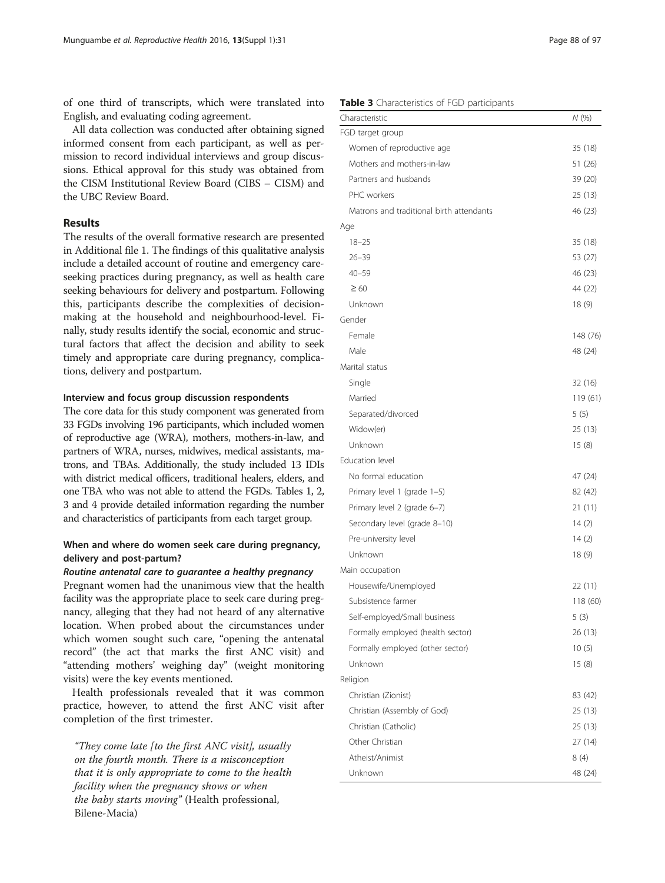of one third of transcripts, which were translated into English, and evaluating coding agreement.

All data collection was conducted after obtaining signed informed consent from each participant, as well as permission to record individual interviews and group discussions. Ethical approval for this study was obtained from the CISM Institutional Review Board (CIBS – CISM) and the UBC Review Board.

## Results

The results of the overall formative research are presented in Additional file 1. The findings of this qualitative analysis include a detailed account of routine and emergency care-seeking practices during pregnancy, as well as health care seeking behaviours for delivery and postpartum. Following this, participants describe the complexities of decision-making at the household and neighbourhood-level. Finally, study results identify the social, economic and structural factors that affect the decision and ability to seek timely and appropriate care during pregnancy, complications, delivery and postpartum.

### Interview and focus group discussion respondents

The core data for this study component was generated from 33 FGDs involving 196 participants, which included women of reproductive age (WRA), mothers, mothers-in-law, and partners of WRA, nurses, midwives, medical assistants, matrons, and TBAs. Additionally, the study included 13 IDIs with district medical officers, traditional healers, elders, and one TBA who was not able to attend the FGDs. Tables 1, 2, 3 and 4 provide detailed information regarding the number and characteristics of participants from each target group.

**Table 3** Characteristics of FGD participants

| Characteristic | *N* (%) |
|---|---|
| FGD target group | |
| Women of reproductive age | 35 (18) |
| Mothers and mothers-in-law | 51 (26) |
| Partners and husbands | 39 (20) |
| PHC workers | 25 (13) |
| Matrons and traditional birth attendants | 46 (23) |
| Age | |
| 18–25 | 35 (18) |
| 26–39 | 53 (27) |
| 40–59 | 46 (23) |
| ≥ 60 | 44 (22) |
| Unknown | 18 (9) |
| Gender | |
| Female | 148 (76) |
| Male | 48 (24) |
| Marital status | |
| Single | 32 (16) |
| Married | 119 (61) |
| Separated/divorced | 5 (5) |
| Widow(er) | 25 (13) |
| Unknown | 15 (8) |
| Education level | |
| No formal education | 47 (24) |
| Primary level 1 (grade 1–5) | 82 (42) |
| Primary level 2 (grade 6–7) | 21 (11) |
| Secondary level (grade 8–10) | 14 (2) |
| Pre-university level | 14 (2) |
| Unknown | 18 (9) |
| Main occupation | |
| Housewife/Unemployed | 22 (11) |
| Subsistence farmer | 118 (60) |
| Self-employed/Small business | 5 (3) |
| Formally employed (health sector) | 26 (13) |
| Formally employed (other sector) | 10 (5) |
| Unknown | 15 (8) |
| Religion | |
| Christian (Zionist) | 83 (42) |
| Christian (Assembly of God) | 25 (13) |
| Christian (Catholic) | 25 (13) |
| Other Christian | 27 (14) |
| Atheist/Animist | 8 (4) |
| Unknown | 48 (24) |

### When and where do women seek care during pregnancy, delivery and post-partum?

#### *Routine antenatal care to guarantee a healthy pregnancy*

Pregnant women had the unanimous view that the health facility was the appropriate place to seek care during pregnancy, alleging that they had not heard of any alternative location. When probed about the circumstances under which women sought such care, "opening the antenatal record" (the act that marks the first ANC visit) and "attending mothers' weighing day" (weight monitoring visits) were the key events mentioned.

Health professionals revealed that it was common practice, however, to attend the first ANC visit after completion of the first trimester.

> *"They come late [to the first ANC visit], usually on the fourth month. There is a misconception that it is only appropriate to come to the health facility when the pregnancy shows or when the baby starts moving"* (Health professional, Bilene-Macia)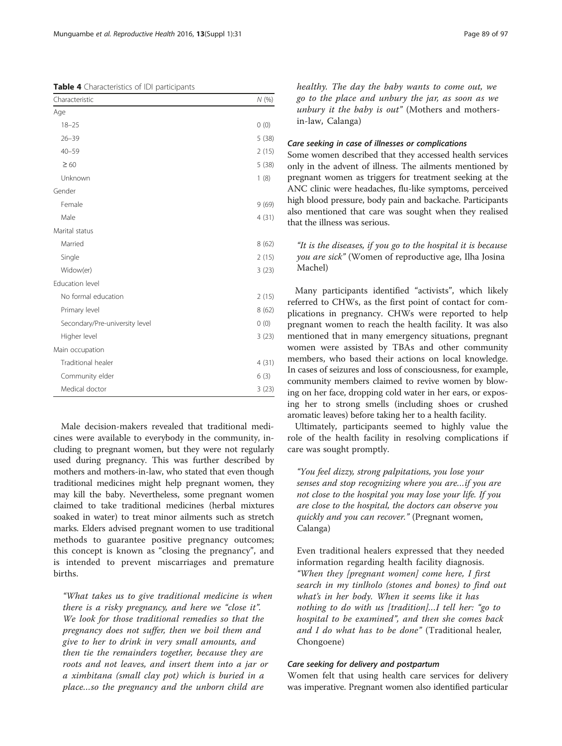**Table 4** Characteristics of IDI participants

| Characteristic | N (%) |
|---|---|
| Age | |
| 18–25 | 0 (0) |
| 26–39 | 5 (38) |
| 40–59 | 2 (15) |
| ≥ 60 | 5 (38) |
| Unknown | 1 (8) |
| Gender | |
| Female | 9 (69) |
| Male | 4 (31) |
| Marital status | |
| Married | 8 (62) |
| Single | 2 (15) |
| Widow(er) | 3 (23) |
| Education level | |
| No formal education | 2 (15) |
| Primary level | 8 (62) |
| Secondary/Pre-university level | 0 (0) |
| Higher level | 3 (23) |
| Main occupation | |
| Traditional healer | 4 (31) |
| Community elder | 6 (3) |
| Medical doctor | 3 (23) |

Male decision-makers revealed that traditional medicines were available to everybody in the community, including to pregnant women, but they were not regularly used during pregnancy. This was further described by mothers and mothers-in-law, who stated that even though traditional medicines might help pregnant women, they may kill the baby. Nevertheless, some pregnant women claimed to take traditional medicines (herbal mixtures soaked in water) to treat minor ailments such as stretch marks. Elders advised pregnant women to use traditional methods to guarantee positive pregnancy outcomes; this concept is known as "closing the pregnancy", and is intended to prevent miscarriages and premature births.

> *"What takes us to give traditional medicine is when there is a risky pregnancy, and here we "close it". We look for those traditional remedies so that the pregnancy does not suffer, then we boil them and give to her to drink in very small amounts, and then tie the remainders together, because they are roots and not leaves, and insert them into a jar or a ximbitana (small clay pot) which is buried in a place…so the pregnancy and the unborn child are healthy. The day the baby wants to come out, we go to the place and unbury the jar, as soon as we unbury it the baby is out"* (Mothers and mothers-in-law, Calanga)

#### Care seeking in case of illnesses or complications

Some women described that they accessed health services only in the advent of illness. The ailments mentioned by pregnant women as triggers for treatment seeking at the ANC clinic were headaches, flu-like symptoms, perceived high blood pressure, body pain and backache. Participants also mentioned that care was sought when they realised that the illness was serious.

> *"It is the diseases, if you go to the hospital it is because you are sick"* (Women of reproductive age, Ilha Josina Machel)

Many participants identified "activists", which likely referred to CHWs, as the first point of contact for complications in pregnancy. CHWs were reported to help pregnant women to reach the health facility. It was also mentioned that in many emergency situations, pregnant women were assisted by TBAs and other community members, who based their actions on local knowledge. In cases of seizures and loss of consciousness, for example, community members claimed to revive women by blowing on her face, dropping cold water in her ears, or exposing her to strong smells (including shoes or crushed aromatic leaves) before taking her to a health facility.

Ultimately, participants seemed to highly value the role of the health facility in resolving complications if care was sought promptly.

> *"You feel dizzy, strong palpitations, you lose your senses and stop recognizing where you are…if you are not close to the hospital you may lose your life. If you are close to the hospital, the doctors can observe you quickly and you can recover."* (Pregnant women, Calanga)

> Even traditional healers expressed that they needed information regarding health facility diagnosis. *"When they [pregnant women] come here, I first search in my tinlholo (stones and bones) to find out what's in her body. When it seems like it has nothing to do with us [tradition]…I tell her: "go to hospital to be examined", and then she comes back and I do what has to be done"* (Traditional healer, Chongoene)

#### Care seeking for delivery and postpartum

Women felt that using health care services for delivery was imperative. Pregnant women also identified particular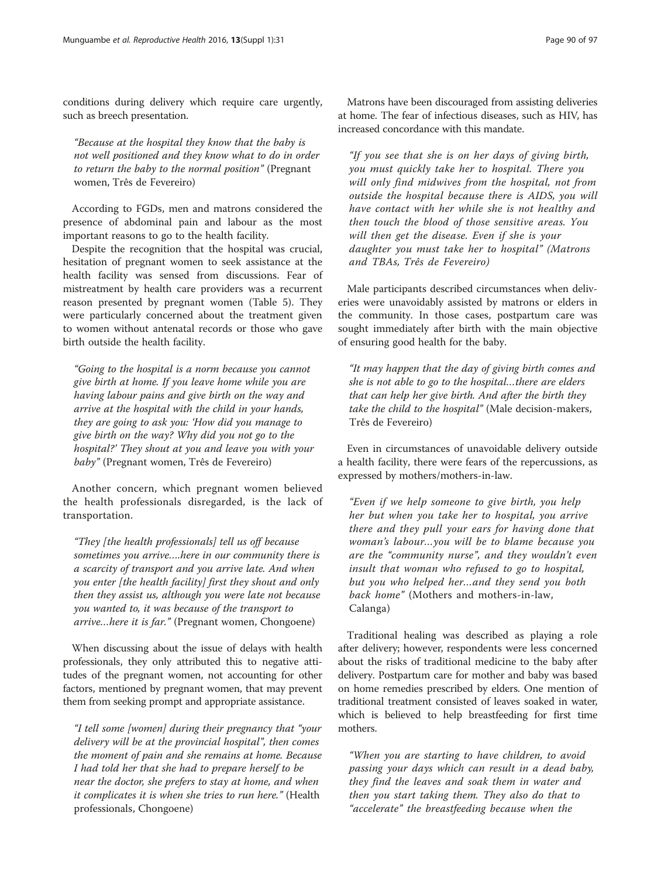conditions during delivery which require care urgently, such as breech presentation.

> *"Because at the hospital they know that the baby is not well positioned and they know what to do in order to return the baby to the normal position"* (Pregnant women, Três de Fevereiro)

According to FGDs, men and matrons considered the presence of abdominal pain and labour as the most important reasons to go to the health facility.

Despite the recognition that the hospital was crucial, hesitation of pregnant women to seek assistance at the health facility was sensed from discussions. Fear of mistreatment by health care providers was a recurrent reason presented by pregnant women (Table 5). They were particularly concerned about the treatment given to women without antenatal records or those who gave birth outside the health facility.

> *"Going to the hospital is a norm because you cannot give birth at home. If you leave home while you are having labour pains and give birth on the way and arrive at the hospital with the child in your hands, they are going to ask you: 'How did you manage to give birth on the way? Why did you not go to the hospital?' They shout at you and leave you with your baby"* (Pregnant women, Três de Fevereiro)

Another concern, which pregnant women believed the health professionals disregarded, is the lack of transportation.

> *"They [the health professionals] tell us off because sometimes you arrive….here in our community there is a scarcity of transport and you arrive late. And when you enter [the health facility] first they shout and only then they assist us, although you were late not because you wanted to, it was because of the transport to arrive…here it is far."* (Pregnant women, Chongoene)

When discussing about the issue of delays with health professionals, they only attributed this to negative attitudes of the pregnant women, not accounting for other factors, mentioned by pregnant women, that may prevent them from seeking prompt and appropriate assistance.

> *"I tell some [women] during their pregnancy that "your delivery will be at the provincial hospital", then comes the moment of pain and she remains at home. Because I had told her that she had to prepare herself to be near the doctor, she prefers to stay at home, and when it complicates it is when she tries to run here."* (Health professionals, Chongoene)

Matrons have been discouraged from assisting deliveries at home. The fear of infectious diseases, such as HIV, has increased concordance with this mandate.

> *"If you see that she is on her days of giving birth, you must quickly take her to hospital. There you will only find midwives from the hospital, not from outside the hospital because there is AIDS, you will have contact with her while she is not healthy and then touch the blood of those sensitive areas. You will then get the disease. Even if she is your daughter you must take her to hospital"* (Matrons and TBAs, Três de Fevereiro)

Male participants described circumstances when deliveries were unavoidably assisted by matrons or elders in the community. In those cases, postpartum care was sought immediately after birth with the main objective of ensuring good health for the baby.

> *"It may happen that the day of giving birth comes and she is not able to go to the hospital…there are elders that can help her give birth. And after the birth they take the child to the hospital"* (Male decision-makers, Três de Fevereiro)

Even in circumstances of unavoidable delivery outside a health facility, there were fears of the repercussions, as expressed by mothers/mothers-in-law.

> *"Even if we help someone to give birth, you help her but when you take her to hospital, you arrive there and they pull your ears for having done that woman's labour…you will be to blame because you are the "community nurse", and they wouldn't even insult that woman who refused to go to hospital, but you who helped her…and they send you both back home"* (Mothers and mothers-in-law, Calanga)

Traditional healing was described as playing a role after delivery; however, respondents were less concerned about the risks of traditional medicine to the baby after delivery. Postpartum care for mother and baby was based on home remedies prescribed by elders. One mention of traditional treatment consisted of leaves soaked in water, which is believed to help breastfeeding for first time mothers.

> *"When you are starting to have children, to avoid passing your days which can result in a dead baby, they find the leaves and soak them in water and then you start taking them. They also do that to "accelerate" the breastfeeding because when the*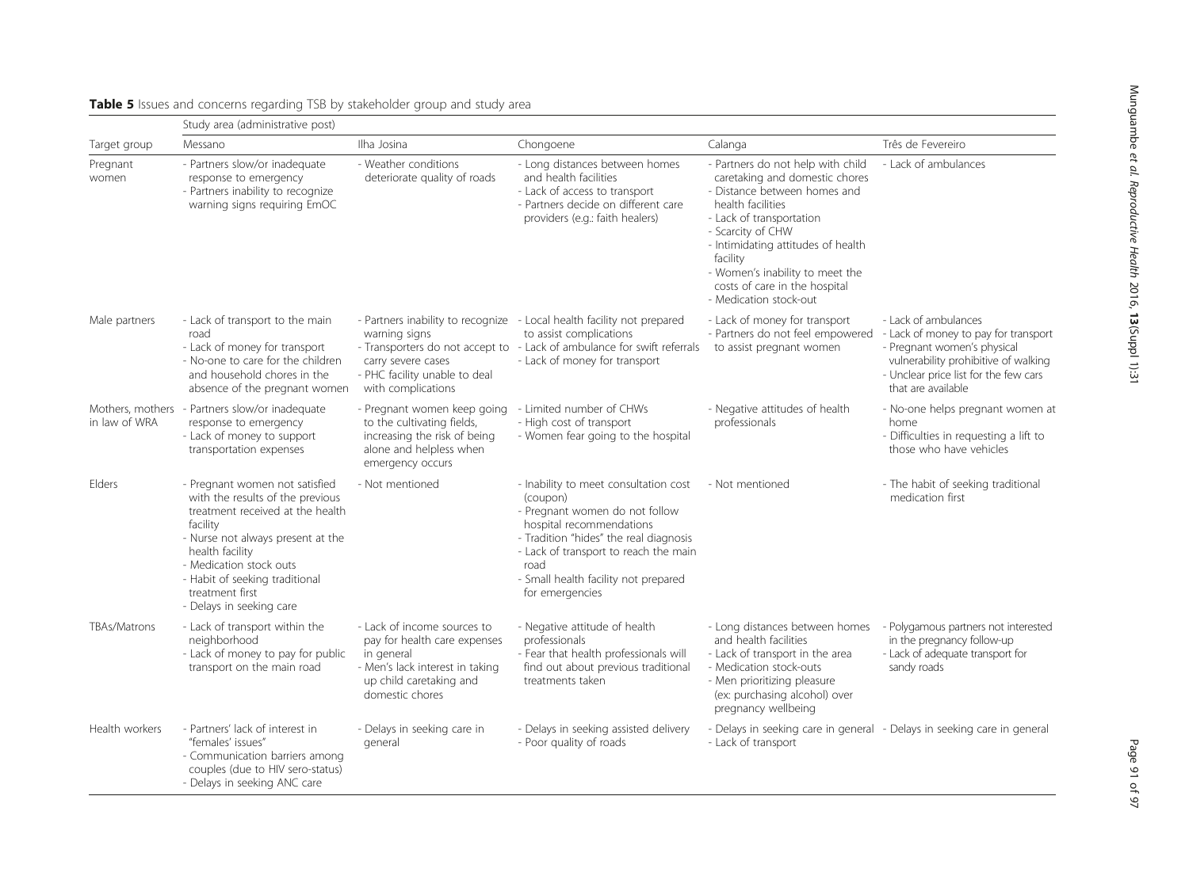**Table 5** Issues and concerns regarding TSB by stakeholder group and study area

| Target group | Study area (administrative post) | | | | |
|---|---|---|---|---|---|
| | Messano | Ilha Josina | Chongoene | Calanga | Três de Fevereiro |
| Pregnant women | - Partners slow/or inadequate response to emergency<br>- Partners inability to recognize warning signs requiring EmOC | - Weather conditions deteriorate quality of roads | - Long distances between homes and health facilities<br>- Lack of access to transport<br>- Partners decide on different care providers (e.g.: faith healers) | - Partners do not help with child caretaking and domestic chores<br>- Distance between homes and health facilities<br>- Lack of transportation<br>- Scarcity of CHW<br>- Intimidating attitudes of health facility<br>- Women's inability to meet the costs of care in the hospital<br>- Medication stock-out | - Lack of ambulances |
| Male partners | - Lack of transport to the main road<br>- Lack of money for transport<br>- No-one to care for the children and household chores in the absence of the pregnant women | - Partners inability to recognize warning signs<br>- Transporters do not accept to carry severe cases<br>- PHC facility unable to deal with complications | - Local health facility not prepared to assist complications<br>- Lack of ambulance for swift referrals<br>- Lack of money for transport | - Lack of money for transport<br>- Partners do not feel empowered to assist pregnant women | - Lack of ambulances<br>- Lack of money to pay for transport<br>- Pregnant women's physical vulnerability prohibitive of walking<br>- Unclear price list for the few cars that are available |
| Mothers, mothers in law of WRA | - Partners slow/or inadequate response to emergency<br>- Lack of money to support transportation expenses | - Pregnant women keep going to the cultivating fields, increasing the risk of being alone and helpless when emergency occurs | - Limited number of CHWs<br>- High cost of transport<br>- Women fear going to the hospital | - Negative attitudes of health professionals | - No-one helps pregnant women at home<br>- Difficulties in requesting a lift to those who have vehicles |
| Elders | - Pregnant women not satisfied with the results of the previous treatment received at the health facility<br>- Nurse not always present at the health facility<br>- Medication stock outs<br>- Habit of seeking traditional treatment first<br>- Delays in seeking care | - Not mentioned | - Inability to meet consultation cost (coupon)<br>- Pregnant women do not follow hospital recommendations<br>- Tradition "hides" the real diagnosis<br>- Lack of transport to reach the main road<br>- Small health facility not prepared for emergencies | - Not mentioned | - The habit of seeking traditional medication first |
| TBAs/Matrons | - Lack of transport within the neighborhood<br>- Lack of money to pay for public transport on the main road | - Lack of income sources to pay for health care expenses in general<br>- Men's lack interest in taking up child caretaking and domestic chores | - Negative attitude of health professionals<br>- Fear that health professionals will find out about previous traditional treatments taken | - Long distances between homes and health facilities<br>- Lack of transport in the area<br>- Medication stock-outs<br>- Men prioritizing pleasure (ex: purchasing alcohol) over pregnancy wellbeing | - Polygamous partners not interested in the pregnancy follow-up<br>- Lack of adequate transport for sandy roads |
| Health workers | - Partners' lack of interest in "females' issues"<br>- Communication barriers among couples (due to HIV sero-status)<br>- Delays in seeking ANC care | - Delays in seeking care in general | - Delays in seeking assisted delivery<br>- Poor quality of roads | - Delays in seeking care in general<br>- Lack of transport | - Delays in seeking care in general |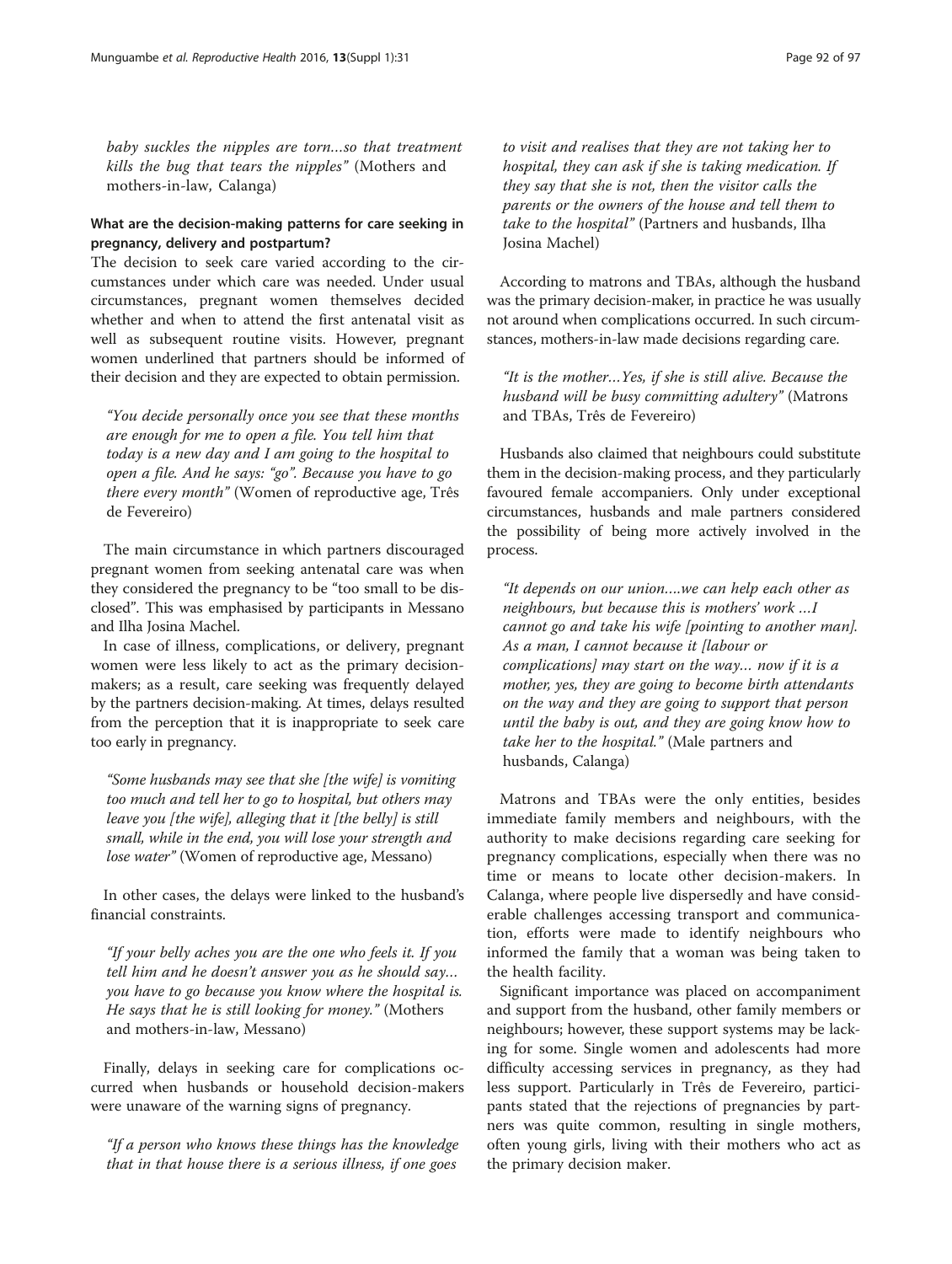*baby suckles the nipples are torn…so that treatment kills the bug that tears the nipples"* (Mothers and mothers-in-law, Calanga)

### What are the decision-making patterns for care seeking in pregnancy, delivery and postpartum?

The decision to seek care varied according to the circumstances under which care was needed. Under usual circumstances, pregnant women themselves decided whether and when to attend the first antenatal visit as well as subsequent routine visits. However, pregnant women underlined that partners should be informed of their decision and they are expected to obtain permission.

> *"You decide personally once you see that these months are enough for me to open a file. You tell him that today is a new day and I am going to the hospital to open a file. And he says: "go". Because you have to go there every month"* (Women of reproductive age, Três de Fevereiro)

The main circumstance in which partners discouraged pregnant women from seeking antenatal care was when they considered the pregnancy to be "too small to be disclosed". This was emphasised by participants in Messano and Ilha Josina Machel.

In case of illness, complications, or delivery, pregnant women were less likely to act as the primary decision-makers; as a result, care seeking was frequently delayed by the partners decision-making. At times, delays resulted from the perception that it is inappropriate to seek care too early in pregnancy.

> *"Some husbands may see that she [the wife] is vomiting too much and tell her to go to hospital, but others may leave you [the wife], alleging that it [the belly] is still small, while in the end, you will lose your strength and lose water"* (Women of reproductive age, Messano)

In other cases, the delays were linked to the husband's financial constraints.

> *"If your belly aches you are the one who feels it. If you tell him and he doesn't answer you as he should say… you have to go because you know where the hospital is. He says that he is still looking for money."* (Mothers and mothers-in-law, Messano)

Finally, delays in seeking care for complications occurred when husbands or household decision-makers were unaware of the warning signs of pregnancy.

> *"If a person who knows these things has the knowledge that in that house there is a serious illness, if one goes to visit and realises that they are not taking her to hospital, they can ask if she is taking medication. If they say that she is not, then the visitor calls the parents or the owners of the house and tell them to take to the hospital"* (Partners and husbands, Ilha Josina Machel)

According to matrons and TBAs, although the husband was the primary decision-maker, in practice he was usually not around when complications occurred. In such circumstances, mothers-in-law made decisions regarding care.

> *"It is the mother…Yes, if she is still alive. Because the husband will be busy committing adultery"* (Matrons and TBAs, Três de Fevereiro)

Husbands also claimed that neighbours could substitute them in the decision-making process, and they particularly favoured female accompaniers. Only under exceptional circumstances, husbands and male partners considered the possibility of being more actively involved in the process.

> *"It depends on our union….we can help each other as neighbours, but because this is mothers' work …I cannot go and take his wife [pointing to another man]. As a man, I cannot because it [labour or complications] may start on the way… now if it is a mother, yes, they are going to become birth attendants on the way and they are going to support that person until the baby is out, and they are going know how to take her to the hospital."* (Male partners and husbands, Calanga)

Matrons and TBAs were the only entities, besides immediate family members and neighbours, with the authority to make decisions regarding care seeking for pregnancy complications, especially when there was no time or means to locate other decision-makers. In Calanga, where people live dispersedly and have considerable challenges accessing transport and communication, efforts were made to identify neighbours who informed the family that a woman was being taken to the health facility.

Significant importance was placed on accompaniment and support from the husband, other family members or neighbours; however, these support systems may be lacking for some. Single women and adolescents had more difficulty accessing services in pregnancy, as they had less support. Particularly in Três de Fevereiro, participants stated that the rejections of pregnancies by partners was quite common, resulting in single mothers, often young girls, living with their mothers who act as the primary decision maker.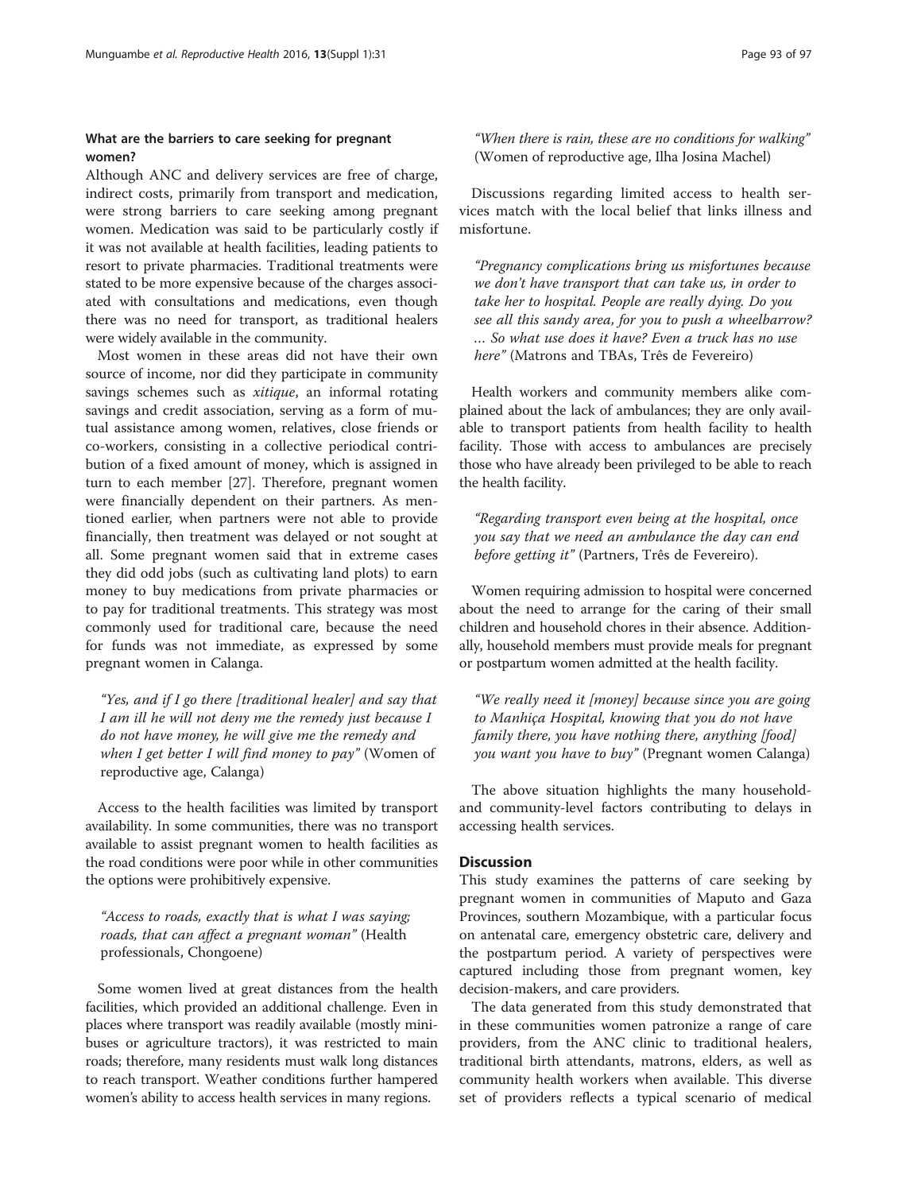### What are the barriers to care seeking for pregnant women?

Although ANC and delivery services are free of charge, indirect costs, primarily from transport and medication, were strong barriers to care seeking among pregnant women. Medication was said to be particularly costly if it was not available at health facilities, leading patients to resort to private pharmacies. Traditional treatments were stated to be more expensive because of the charges associated with consultations and medications, even though there was no need for transport, as traditional healers were widely available in the community.

Most women in these areas did not have their own source of income, nor did they participate in community savings schemes such as *xitique*, an informal rotating savings and credit association, serving as a form of mutual assistance among women, relatives, close friends or co-workers, consisting in a collective periodical contribution of a fixed amount of money, which is assigned in turn to each member [27]. Therefore, pregnant women were financially dependent on their partners. As mentioned earlier, when partners were not able to provide financially, then treatment was delayed or not sought at all. Some pregnant women said that in extreme cases they did odd jobs (such as cultivating land plots) to earn money to buy medications from private pharmacies or to pay for traditional treatments. This strategy was most commonly used for traditional care, because the need for funds was not immediate, as expressed by some pregnant women in Calanga.

> *"Yes, and if I go there [traditional healer] and say that I am ill he will not deny me the remedy just because I do not have money, he will give me the remedy and when I get better I will find money to pay"* (Women of reproductive age, Calanga)

Access to the health facilities was limited by transport availability. In some communities, there was no transport available to assist pregnant women to health facilities as the road conditions were poor while in other communities the options were prohibitively expensive.

> *"Access to roads, exactly that is what I was saying; roads, that can affect a pregnant woman"* (Health professionals, Chongoene)

Some women lived at great distances from the health facilities, which provided an additional challenge. Even in places where transport was readily available (mostly minibuses or agriculture tractors), it was restricted to main roads; therefore, many residents must walk long distances to reach transport. Weather conditions further hampered women's ability to access health services in many regions.

> *"When there is rain, these are no conditions for walking"* (Women of reproductive age, Ilha Josina Machel)

Discussions regarding limited access to health services match with the local belief that links illness and misfortune.

> *"Pregnancy complications bring us misfortunes because we don't have transport that can take us, in order to take her to hospital. People are really dying. Do you see all this sandy area, for you to push a wheelbarrow? … So what use does it have? Even a truck has no use here"* (Matrons and TBAs, Três de Fevereiro)

Health workers and community members alike complained about the lack of ambulances; they are only available to transport patients from health facility to health facility. Those with access to ambulances are precisely those who have already been privileged to be able to reach the health facility.

> *"Regarding transport even being at the hospital, once you say that we need an ambulance the day can end before getting it"* (Partners, Três de Fevereiro).

Women requiring admission to hospital were concerned about the need to arrange for the caring of their small children and household chores in their absence. Additionally, household members must provide meals for pregnant or postpartum women admitted at the health facility.

> *"We really need it [money] because since you are going to Manhiça Hospital, knowing that you do not have family there, you have nothing there, anything [food] you want you have to buy"* (Pregnant women Calanga)

The above situation highlights the many household- and community-level factors contributing to delays in accessing health services.

## Discussion

This study examines the patterns of care seeking by pregnant women in communities of Maputo and Gaza Provinces, southern Mozambique, with a particular focus on antenatal care, emergency obstetric care, delivery and the postpartum period. A variety of perspectives were captured including those from pregnant women, key decision-makers, and care providers.

The data generated from this study demonstrated that in these communities women patronize a range of care providers, from the ANC clinic to traditional healers, traditional birth attendants, matrons, elders, as well as community health workers when available. This diverse set of providers reflects a typical scenario of medical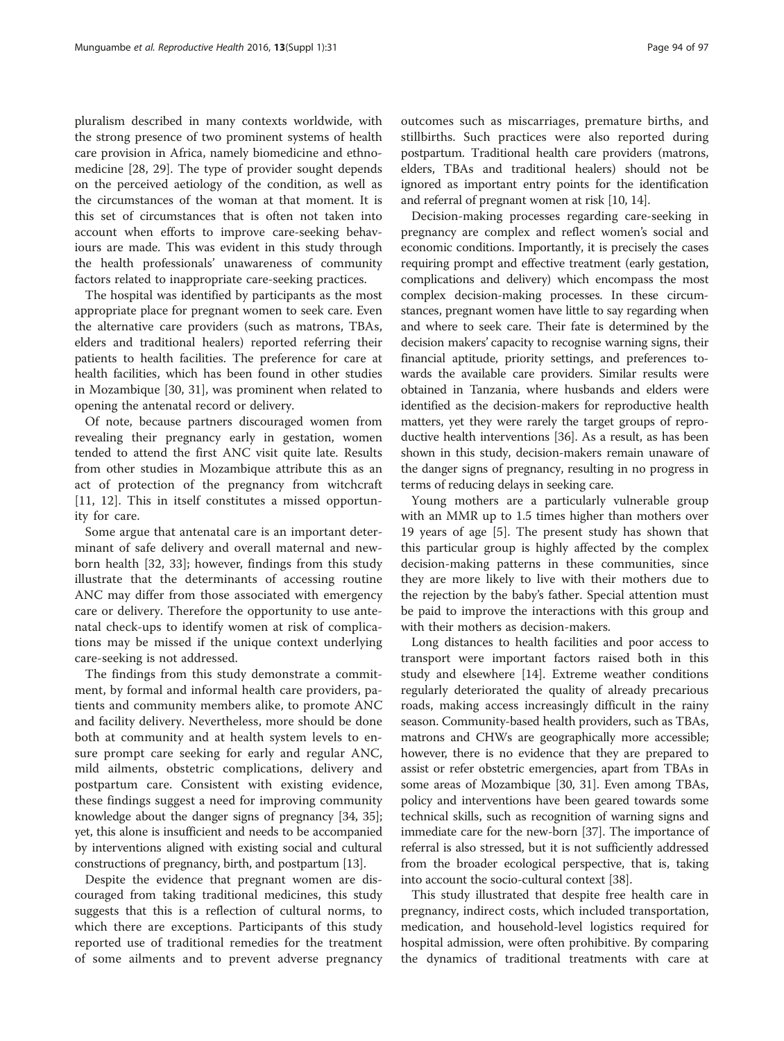pluralism described in many contexts worldwide, with the strong presence of two prominent systems of health care provision in Africa, namely biomedicine and ethnomedicine [28, 29]. The type of provider sought depends on the perceived aetiology of the condition, as well as the circumstances of the woman at that moment. It is this set of circumstances that is often not taken into account when efforts to improve care-seeking behaviours are made. This was evident in this study through the health professionals' unawareness of community factors related to inappropriate care-seeking practices.

The hospital was identified by participants as the most appropriate place for pregnant women to seek care. Even the alternative care providers (such as matrons, TBAs, elders and traditional healers) reported referring their patients to health facilities. The preference for care at health facilities, which has been found in other studies in Mozambique [30, 31], was prominent when related to opening the antenatal record or delivery.

Of note, because partners discouraged women from revealing their pregnancy early in gestation, women tended to attend the first ANC visit quite late. Results from other studies in Mozambique attribute this as an act of protection of the pregnancy from witchcraft [11, 12]. This in itself constitutes a missed opportunity for care.

Some argue that antenatal care is an important determinant of safe delivery and overall maternal and newborn health [32, 33]; however, findings from this study illustrate that the determinants of accessing routine ANC may differ from those associated with emergency care or delivery. Therefore the opportunity to use antenatal check-ups to identify women at risk of complications may be missed if the unique context underlying care-seeking is not addressed.

The findings from this study demonstrate a commitment, by formal and informal health care providers, patients and community members alike, to promote ANC and facility delivery. Nevertheless, more should be done both at community and at health system levels to ensure prompt care seeking for early and regular ANC, mild ailments, obstetric complications, delivery and postpartum care. Consistent with existing evidence, these findings suggest a need for improving community knowledge about the danger signs of pregnancy [34, 35]; yet, this alone is insufficient and needs to be accompanied by interventions aligned with existing social and cultural constructions of pregnancy, birth, and postpartum [13].

Despite the evidence that pregnant women are discouraged from taking traditional medicines, this study suggests that this is a reflection of cultural norms, to which there are exceptions. Participants of this study reported use of traditional remedies for the treatment of some ailments and to prevent adverse pregnancy outcomes such as miscarriages, premature births, and stillbirths. Such practices were also reported during postpartum. Traditional health care providers (matrons, elders, TBAs and traditional healers) should not be ignored as important entry points for the identification and referral of pregnant women at risk [10, 14].

Decision-making processes regarding care-seeking in pregnancy are complex and reflect women's social and economic conditions. Importantly, it is precisely the cases requiring prompt and effective treatment (early gestation, complications and delivery) which encompass the most complex decision-making processes. In these circumstances, pregnant women have little to say regarding when and where to seek care. Their fate is determined by the decision makers' capacity to recognise warning signs, their financial aptitude, priority settings, and preferences towards the available care providers. Similar results were obtained in Tanzania, where husbands and elders were identified as the decision-makers for reproductive health matters, yet they were rarely the target groups of reproductive health interventions [36]. As a result, as has been shown in this study, decision-makers remain unaware of the danger signs of pregnancy, resulting in no progress in terms of reducing delays in seeking care.

Young mothers are a particularly vulnerable group with an MMR up to 1.5 times higher than mothers over 19 years of age [5]. The present study has shown that this particular group is highly affected by the complex decision-making patterns in these communities, since they are more likely to live with their mothers due to the rejection by the baby's father. Special attention must be paid to improve the interactions with this group and with their mothers as decision-makers.

Long distances to health facilities and poor access to transport were important factors raised both in this study and elsewhere [14]. Extreme weather conditions regularly deteriorated the quality of already precarious roads, making access increasingly difficult in the rainy season. Community-based health providers, such as TBAs, matrons and CHWs are geographically more accessible; however, there is no evidence that they are prepared to assist or refer obstetric emergencies, apart from TBAs in some areas of Mozambique [30, 31]. Even among TBAs, policy and interventions have been geared towards some technical skills, such as recognition of warning signs and immediate care for the new-born [37]. The importance of referral is also stressed, but it is not sufficiently addressed from the broader ecological perspective, that is, taking into account the socio-cultural context [38].

This study illustrated that despite free health care in pregnancy, indirect costs, which included transportation, medication, and household-level logistics required for hospital admission, were often prohibitive. By comparing the dynamics of traditional treatments with care at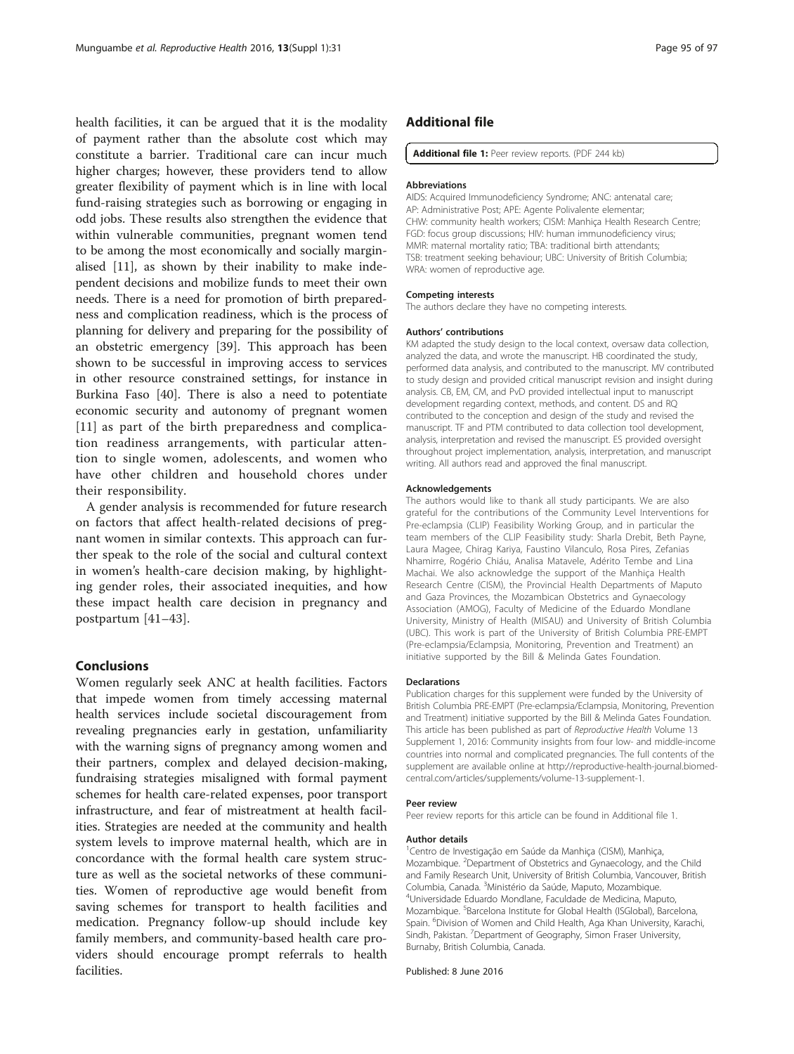health facilities, it can be argued that it is the modality of payment rather than the absolute cost which may constitute a barrier. Traditional care can incur much higher charges; however, these providers tend to allow greater flexibility of payment which is in line with local fund-raising strategies such as borrowing or engaging in odd jobs. These results also strengthen the evidence that within vulnerable communities, pregnant women tend to be among the most economically and socially marginalised [11], as shown by their inability to make independent decisions and mobilize funds to meet their own needs. There is a need for promotion of birth preparedness and complication readiness, which is the process of planning for delivery and preparing for the possibility of an obstetric emergency [39]. This approach has been shown to be successful in improving access to services in other resource constrained settings, for instance in Burkina Faso [40]. There is also a need to potentiate economic security and autonomy of pregnant women [11] as part of the birth preparedness and complication readiness arrangements, with particular attention to single women, adolescents, and women who have other children and household chores under their responsibility.

A gender analysis is recommended for future research on factors that affect health-related decisions of pregnant women in similar contexts. This approach can further speak to the role of the social and cultural context in women's health-care decision making, by highlighting gender roles, their associated inequities, and how these impact health care decision in pregnancy and postpartum [41–43].

## Conclusions

Women regularly seek ANC at health facilities. Factors that impede women from timely accessing maternal health services include societal discouragement from revealing pregnancies early in gestation, unfamiliarity with the warning signs of pregnancy among women and their partners, complex and delayed decision-making, fundraising strategies misaligned with formal payment schemes for health care-related expenses, poor transport infrastructure, and fear of mistreatment at health facilities. Strategies are needed at the community and health system levels to improve maternal health, which are in concordance with the formal health care system structure as well as the societal networks of these communities. Women of reproductive age would benefit from saving schemes for transport to health facilities and medication. Pregnancy follow-up should include key family members, and community-based health care providers should encourage prompt referrals to health facilities.

## Additional file

**Additional file 1:** Peer review reports. (PDF 244 kb)

#### Abbreviations

AIDS: Acquired Immunodeficiency Syndrome; ANC: antenatal care; AP: Administrative Post; APE: Agente Polivalente elementar; CHW: community health workers; CISM: Manhiça Health Research Centre; FGD: focus group discussions; HIV: human immunodeficiency virus; MMR: maternal mortality ratio; TBA: traditional birth attendants; TSB: treatment seeking behaviour; UBC: University of British Columbia; WRA: women of reproductive age.

#### Competing interests

The authors declare they have no competing interests.

#### Authors' contributions

KM adapted the study design to the local context, oversaw data collection, analyzed the data, and wrote the manuscript. HB coordinated the study, performed data analysis, and contributed to the manuscript. MV contributed to study design and provided critical manuscript revision and insight during analysis. CB, EM, CM, and PvD provided intellectual input to manuscript development regarding context, methods, and content. DS and RQ contributed to the conception and design of the study and revised the manuscript. TF and PTM contributed to data collection tool development, analysis, interpretation and revised the manuscript. ES provided oversight throughout project implementation, analysis, interpretation, and manuscript writing. All authors read and approved the final manuscript.

#### Acknowledgements

The authors would like to thank all study participants. We are also grateful for the contributions of the Community Level Interventions for Pre-eclampsia (CLIP) Feasibility Working Group, and in particular the team members of the CLIP Feasibility study: Sharla Drebit, Beth Payne, Laura Magee, Chirag Kariya, Faustino Vilanculo, Rosa Pires, Zefanias Nhamirre, Rogério Chiáu, Analisa Matavele, Adérito Tembe and Lina Machai. We also acknowledge the support of the Manhiça Health Research Centre (CISM), the Provincial Health Departments of Maputo and Gaza Provinces, the Mozambican Obstetrics and Gynaecology Association (AMOG), Faculty of Medicine of the Eduardo Mondlane University, Ministry of Health (MISAU) and University of British Columbia (UBC). This work is part of the University of British Columbia PRE-EMPT (Pre-eclampsia/Eclampsia, Monitoring, Prevention and Treatment) an initiative supported by the Bill & Melinda Gates Foundation.

#### Declarations

Publication charges for this supplement were funded by the University of British Columbia PRE-EMPT (Pre-eclampsia/Eclampsia, Monitoring, Prevention and Treatment) initiative supported by the Bill & Melinda Gates Foundation. This article has been published as part of *Reproductive Health* Volume 13 Supplement 1, 2016: Community insights from four low- and middle-income countries into normal and complicated pregnancies. The full contents of the supplement are available online at http://reproductive-health-journal.biomedcentral.com/articles/supplements/volume-13-supplement-1.

#### Peer review

Peer review reports for this article can be found in Additional file 1.

#### Author details

[1]Centro de Investigação em Saúde da Manhiça (CISM), Manhiça, Mozambique. [2]Department of Obstetrics and Gynaecology, and the Child and Family Research Unit, University of British Columbia, Vancouver, British Columbia, Canada. [3]Ministério da Saúde, Maputo, Mozambique. [4]Universidade Eduardo Mondlane, Faculdade de Medicina, Maputo, Mozambique. [5]Barcelona Institute for Global Health (ISGlobal), Barcelona, Spain. [6]Division of Women and Child Health, Aga Khan University, Karachi, Sindh, Pakistan. [7]Department of Geography, Simon Fraser University, Burnaby, British Columbia, Canada.

Published: 8 June 2016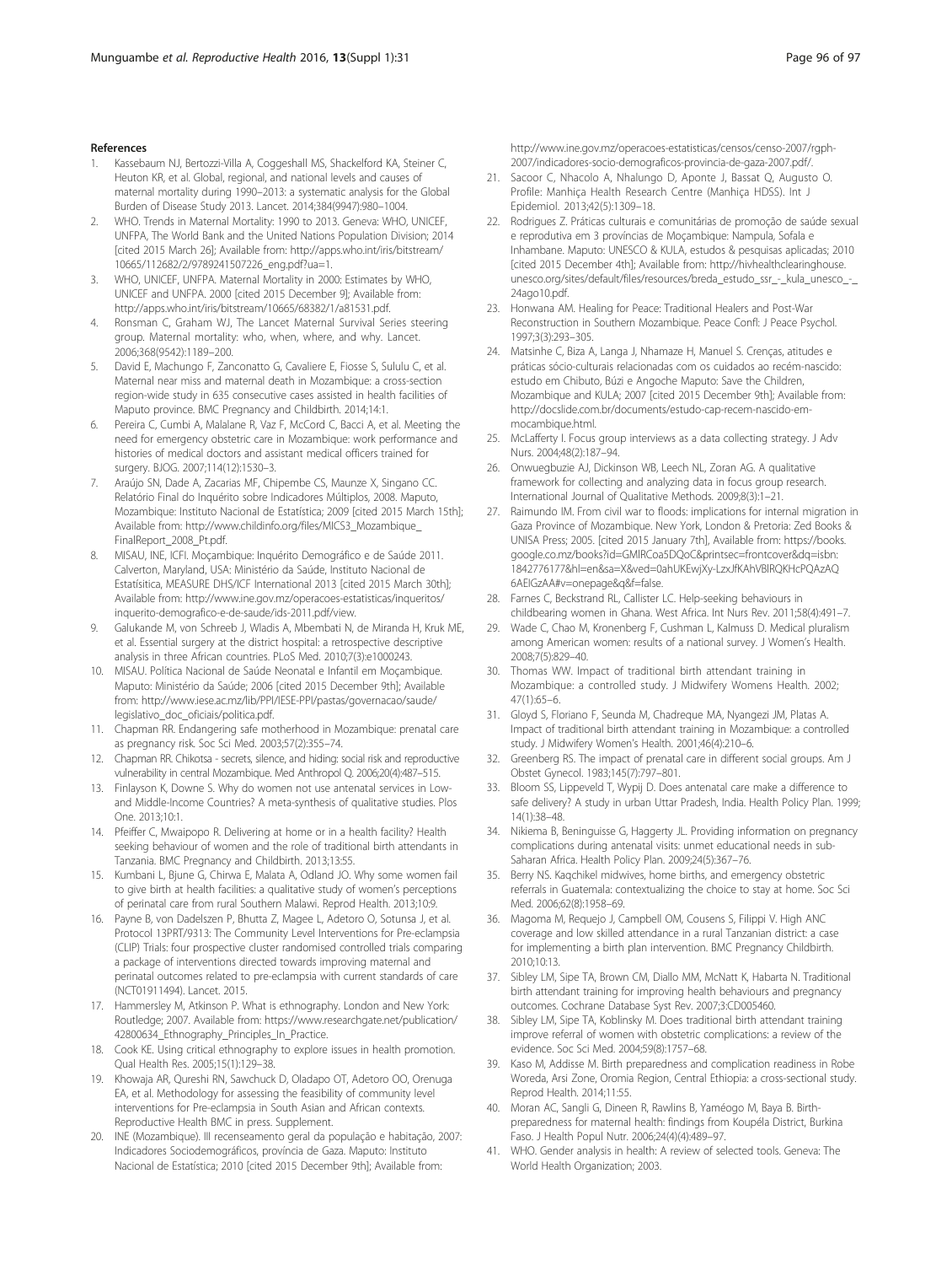## References

1. Kassebaum NJ, Bertozzi-Villa A, Coggeshall MS, Shackelford KA, Steiner C, Heuton KR, et al. Global, regional, and national levels and causes of maternal mortality during 1990–2013: a systematic analysis for the Global Burden of Disease Study 2013. Lancet. 2014;384(9947):980–1004.
2. WHO. Trends in Maternal Mortality: 1990 to 2013. Geneva: WHO, UNICEF, UNFPA, The World Bank and the United Nations Population Division; 2014 [cited 2015 March 26]; Available from: http://apps.who.int/iris/bitstream/10665/112682/2/9789241507226_eng.pdf?ua=1.
3. WHO, UNICEF, UNFPA. Maternal Mortality in 2000: Estimates by WHO, UNICEF and UNFPA. 2000 [cited 2015 December 9]; Available from: http://apps.who.int/iris/bitstream/10665/68382/1/a81531.pdf.
4. Ronsman C, Graham WJ, The Lancet Maternal Survival Series steering group. Maternal mortality: who, when, where, and why. Lancet. 2006;368(9542):1189–200.
5. David E, Machungo F, Zanconatto G, Cavaliere E, Fiosse S, Sululu C, et al. Maternal near miss and maternal death in Mozambique: a cross-section region-wide study in 635 consecutive cases assisted in health facilities of Maputo province. BMC Pregnancy and Childbirth. 2014;14:1.
6. Pereira C, Cumbi A, Malalane R, Vaz F, McCord C, Bacci A, et al. Meeting the need for emergency obstetric care in Mozambique: work performance and histories of medical doctors and assistant medical officers trained for surgery. BJOG. 2007;114(12):1530–3.
7. Araújo SN, Dade A, Zacarias MF, Chipembe CS, Maunze X, Singano CC. Relatório Final do Inquérito sobre Indicadores Múltiplos, 2008. Maputo, Mozambique: Instituto Nacional de Estatística; 2009 [cited 2015 March 15th]; Available from: http://www.childinfo.org/files/MICS3_Mozambique_FinalReport_2008_Pt.pdf.
8. MISAU, INE, ICFI. Moçambique: Inquérito Demográfico e de Saúde 2011. Calverton, Maryland, USA: Ministério da Saúde, Instituto Nacional de Estatísitica, MEASURE DHS/ICF International 2013 [cited 2015 March 30th]; Available from: http://www.ine.gov.mz/operacoes-estatisticas/inqueritos/inquerito-demografico-e-de-saude/ids-2011.pdf/view.
9. Galukande M, von Schreeb J, Wladis A, Mbembati N, de Miranda H, Kruk ME, et al. Essential surgery at the district hospital: a retrospective descriptive analysis in three African countries. PLoS Med. 2010;7(3):e1000243.
10. MISAU. Política Nacional de Saúde Neonatal e Infantil em Moçambique. Maputo: Ministério da Saúde; 2006 [cited 2015 December 9th]; Available from: http://www.iese.ac.mz/lib/PPI/IESE-PPI/pastas/governacao/saude/legislativo_doc_oficiais/politica.pdf.
11. Chapman RR. Endangering safe motherhood in Mozambique: prenatal care as pregnancy risk. Soc Sci Med. 2003;57(2):355–74.
12. Chapman RR. Chikotsa - secrets, silence, and hiding: social risk and reproductive vulnerability in central Mozambique. Med Anthropol Q. 2006;20(4):487–515.
13. Finlayson K, Downe S. Why do women not use antenatal services in Low-and Middle-Income Countries? A meta-synthesis of qualitative studies. Plos One. 2013;10:1.
14. Pfeiffer C, Mwaipopo R. Delivering at home or in a health facility? Health seeking behaviour of women and the role of traditional birth attendants in Tanzania. BMC Pregnancy and Childbirth. 2013;13:55.
15. Kumbani L, Bjune G, Chirwa E, Malata A, Odland JO. Why some women fail to give birth at health facilities: a qualitative study of women's perceptions of perinatal care from rural Southern Malawi. Reprod Health. 2013;10:9.
16. Payne B, von Dadelszen P, Bhutta Z, Magee L, Adetoro O, Sotunsa J, et al. Protocol 13PRT/9313: The Community Level Interventions for Pre-eclampsia (CLIP) Trials: four prospective cluster randomised controlled trials comparing a package of interventions directed towards improving maternal and perinatal outcomes related to pre-eclampsia with current standards of care (NCT01911494). Lancet. 2015.
17. Hammersley M, Atkinson P. What is ethnography. London and New York: Routledge; 2007. Available from: https://www.researchgate.net/publication/42800634_Ethnography_Principles_In_Practice.
18. Cook KE. Using critical ethnography to explore issues in health promotion. Qual Health Res. 2005;15(1):129–38.
19. Khowaja AR, Qureshi RN, Sawchuck D, Oladapo OT, Adetoro OO, Orenuga EA, et al. Methodology for assessing the feasibility of community level interventions for Pre-eclampsia in South Asian and African contexts. Reproductive Health BMC in press. Supplement.
20. INE (Mozambique). III recenseamento geral da população e habitação, 2007: Indicadores Sociodemográficos, província de Gaza. Maputo: Instituto Nacional de Estatística; 2010 [cited 2015 December 9th]; Available from: http://www.ine.gov.mz/operacoes-estatisticas/censos/censo-2007/rgph-2007/indicadores-socio-demograficos-provincia-de-gaza-2007.pdf/.
21. Sacoor C, Nhacolo A, Nhalungo D, Aponte J, Bassat Q, Augusto O. Profile: Manhiça Health Research Centre (Manhiça HDSS). Int J Epidemiol. 2013;42(5):1309–18.
22. Rodrigues Z. Práticas culturais e comunitárias de promoção de saúde sexual e reprodutiva em 3 províncias de Moçambique: Nampula, Sofala e Inhambane. Maputo: UNESCO & KULA, estudos & pesquisas aplicadas; 2010 [cited 2015 December 4th]; Available from: http://hivhealthclearinghouse.unesco.org/sites/default/files/resources/breda_estudo_ssr_-_kula_unesco_-_24ago10.pdf.
23. Honwana AM. Healing for Peace: Traditional Healers and Post-War Reconstruction in Southern Mozambique. Peace Confl: J Peace Psychol. 1997;3(3):293–305.
24. Matsinhe C, Biza A, Langa J, Nhamaze H, Manuel S. Crenças, atitudes e práticas sócio-culturais relacionadas com os cuidados ao recém-nascido: estudo em Chibuto, Búzi e Angoche Maputo: Save the Children, Mozambique and KULA; 2007 [cited 2015 December 9th]; Available from: http://docslide.com.br/documents/estudo-cap-recem-nascido-em-mocambique.html.
25. McLafferty I. Focus group interviews as a data collecting strategy. J Adv Nurs. 2004;48(2):187–94.
26. Onwuegbuzie AJ, Dickinson WB, Leech NL, Zoran AG. A qualitative framework for collecting and analyzing data in focus group research. International Journal of Qualitative Methods. 2009;8(3):1–21.
27. Raimundo IM. From civil war to floods: implications for internal migration in Gaza Province of Mozambique. New York, London & Pretoria: Zed Books & UNISA Press; 2005. [cited 2015 January 7th], Available from: https://books.google.co.mz/books?id=GMIRCoa5DQoC&printsec=frontcover&dq=isbn:1842776177&hl=en&sa=X&ved=0ahUKEwjXy-LzxJfKAhVBlRQKHcPQAzAQ6AEIGzAA#v=onepage&q&f=false.
28. Farnes C, Beckstrand RL, Callister LC. Help-seeking behaviours in childbearing women in Ghana. West Africa. Int Nurs Rev. 2011;58(4):491–7.
29. Wade C, Chao M, Kronenberg F, Cushman L, Kalmuss D. Medical pluralism among American women: results of a national survey. J Women's Health. 2008;7(5):829–40.
30. Thomas WW. Impact of traditional birth attendant training in Mozambique: a controlled study. J Midwifery Womens Health. 2002; 47(1):65–6.
31. Gloyd S, Floriano F, Seunda M, Chadreque MA, Nyangezi JM, Platas A. Impact of traditional birth attendant training in Mozambique: a controlled study. J Midwifery Women's Health. 2001;46(4):210–6.
32. Greenberg RS. The impact of prenatal care in different social groups. Am J Obstet Gynecol. 1983;145(7):797–801.
33. Bloom SS, Lippeveld T, Wypij D. Does antenatal care make a difference to safe delivery? A study in urban Uttar Pradesh, India. Health Policy Plan. 1999; 14(1):38–48.
34. Nikiema B, Beninguisse G, Haggerty JL. Providing information on pregnancy complications during antenatal visits: unmet educational needs in sub-Saharan Africa. Health Policy Plan. 2009;24(5):367–76.
35. Berry NS. Kaqchikel midwives, home births, and emergency obstetric referrals in Guatemala: contextualizing the choice to stay at home. Soc Sci Med. 2006;62(8):1958–69.
36. Magoma M, Requejo J, Campbell OM, Cousens S, Filippi V. High ANC coverage and low skilled attendance in a rural Tanzanian district: a case for implementing a birth plan intervention. BMC Pregnancy Childbirth. 2010;10:13.
37. Sibley LM, Sipe TA, Brown CM, Diallo MM, McNatt K, Habarta N. Traditional birth attendant training for improving health behaviours and pregnancy outcomes. Cochrane Database Syst Rev. 2007;3:CD005460.
38. Sibley LM, Sipe TA, Koblinsky M. Does traditional birth attendant training improve referral of women with obstetric complications: a review of the evidence. Soc Sci Med. 2004;59(8):1757–68.
39. Kaso M, Addisse M. Birth preparedness and complication readiness in Robe Woreda, Arsi Zone, Oromia Region, Central Ethiopia: a cross-sectional study. Reprod Health. 2014;11:55.
40. Moran AC, Sangli G, Dineen R, Rawlins B, Yaméogo M, Baya B. Birth-preparedness for maternal health: findings from Koupéla District, Burkina Faso. J Health Popul Nutr. 2006;24(4)(4):489–97.
41. WHO. Gender analysis in health: A review of selected tools. Geneva: The World Health Organization; 2003.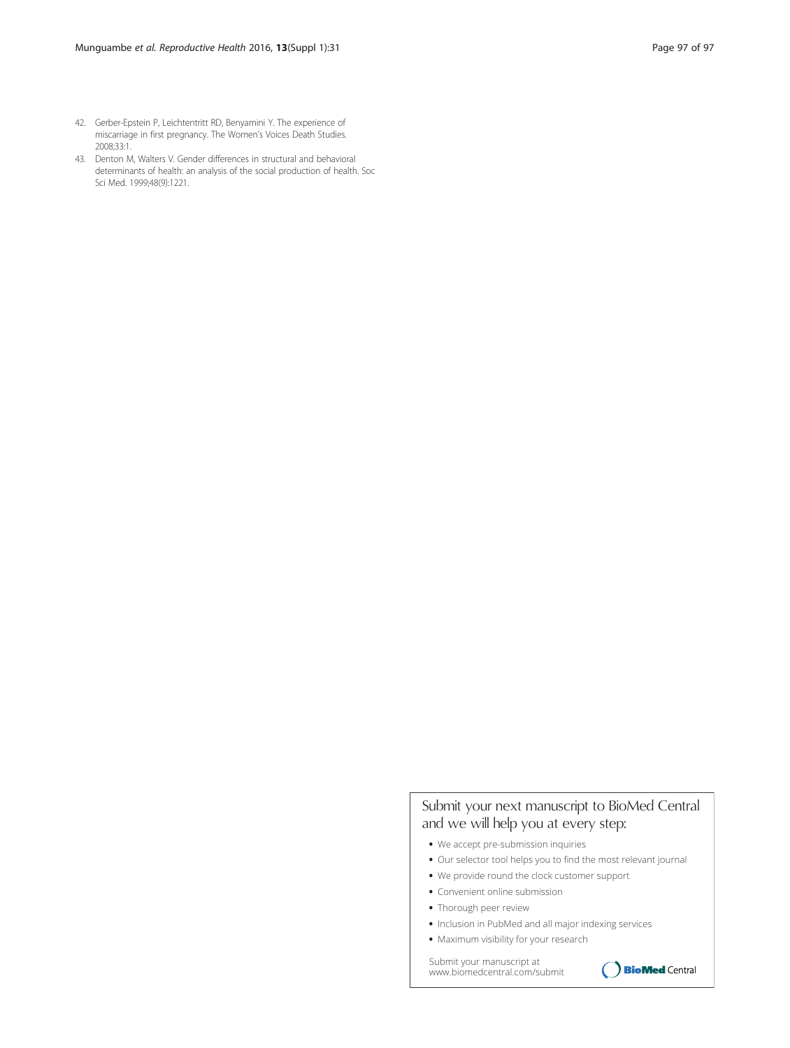42. Gerber-Epstein P, Leichtentritt RD, Benyamini Y. The experience of miscarriage in first pregnancy. The Women's Voices Death Studies. 2008;33:1.
43. Denton M, Walters V. Gender differences in structural and behavioral determinants of health: an analysis of the social production of health. Soc Sci Med. 1999;48(9):1221.

Submit your next manuscript to BioMed Central and we will help you at every step:

- We accept pre-submission inquiries
- Our selector tool helps you to find the most relevant journal
- We provide round the clock customer support
- Convenient online submission
- Thorough peer review
- Inclusion in PubMed and all major indexing services
- Maximum visibility for your research

Submit your manuscript at
www.biomedcentral.com/submit

BioMed Central